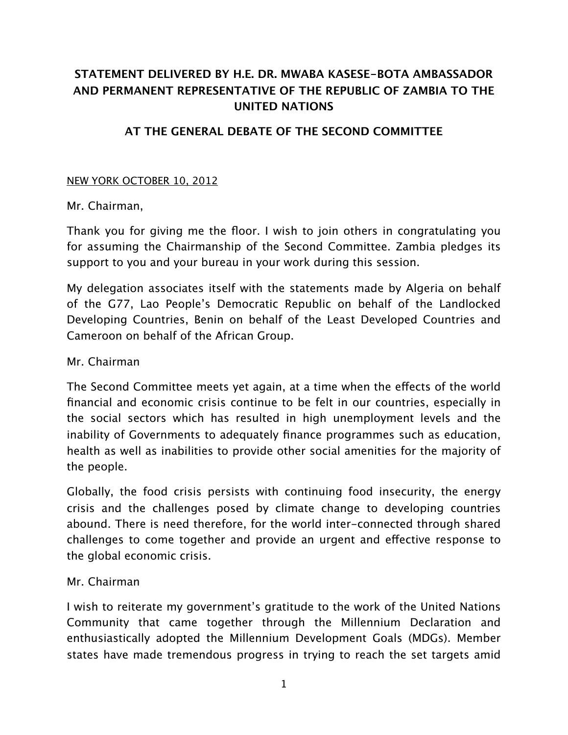**STATEMENT DELIVERED BY H.E. DR. MWABA KASESE-BOTA AMBASSADOR AND PERMANENT REPRESENTATIVE OF THE REPUBLIC OF ZAMBIA TO THE UNITED NATIONS**

**AT THE GENERAL DEBATE OF THE SECOND COMMITTEE**

NEW YORK OCTOBER 10, 2012

Mr. Chairman,

Thank you for giving me the floor. I wish to join others in congratulating you for assuming the Chairmanship of the Second Committee. Zambia pledges its support to you and your bureau in your work during this session.

My delegation associates itself with the statements made by Algeria on behalf of the G77, Lao People's Democratic Republic on behalf of the Landlocked Developing Countries, Benin on behalf of the Least Developed Countries and Cameroon on behalf of the African Group.

Mr. Chairman

The Second Committee meets yet again, at a time when the effects of the world financial and economic crisis continue to be felt in our countries, especially in the social sectors which has resulted in high unemployment levels and the inability of Governments to adequately finance programmes such as education, health as well as inabilities to provide other social amenities for the majority of the people.

Globally, the food crisis persists with continuing food insecurity, the energy crisis and the challenges posed by climate change to developing countries abound. There is need therefore, for the world inter-connected through shared challenges to come together and provide an urgent and effective response to the global economic crisis.

Mr. Chairman

I wish to reiterate my government's gratitude to the work of the United Nations Community that came together through the Millennium Declaration and enthusiastically adopted the Millennium Development Goals (MDGs). Member states have made tremendous progress in trying to reach the set targets amid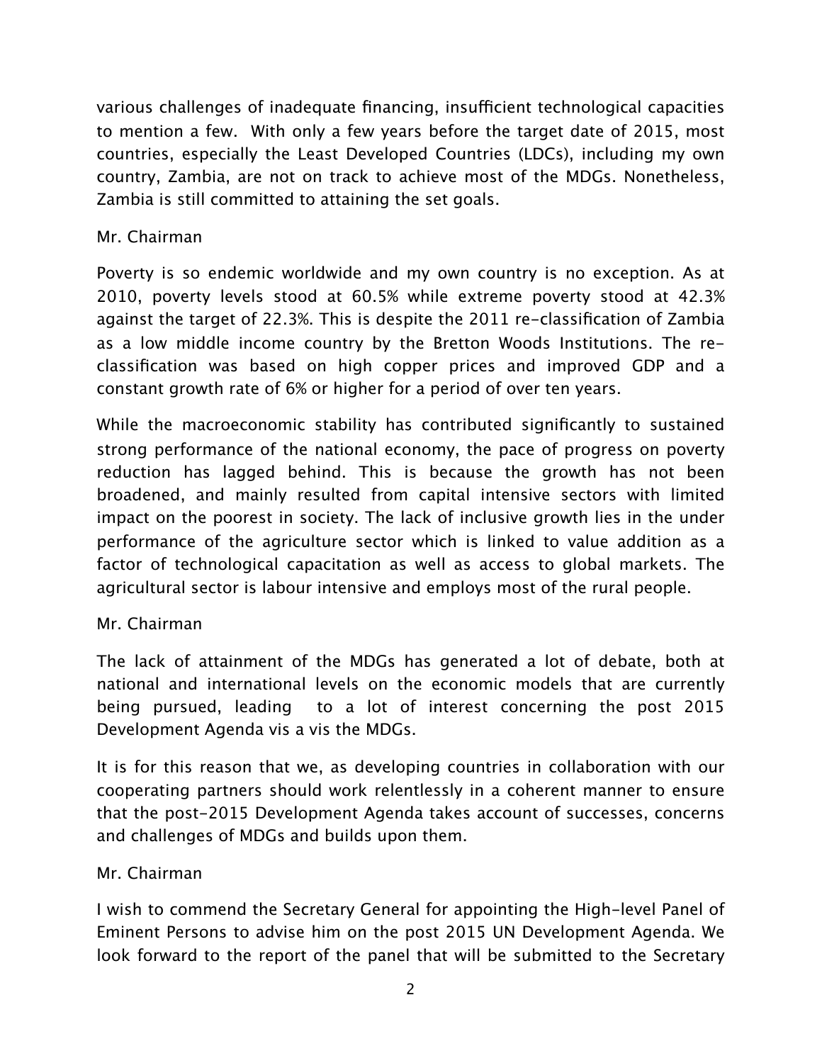various challenges of inadequate financing, insufficient technological capacities to mention a few. With only a few years before the target date of 2015, most countries, especially the Least Developed Countries (LDCs), including my own country, Zambia, are not on track to achieve most of the MDGs. Nonetheless, Zambia is still committed to attaining the set goals.

Mr. Chairman

Poverty is so endemic worldwide and my own country is no exception. As at 2010, poverty levels stood at 60.5% while extreme poverty stood at 42.3% against the target of 22.3%. This is despite the 2011 re-classification of Zambia as a low middle income country by the Bretton Woods Institutions. The re-classification was based on high copper prices and improved GDP and a constant growth rate of 6% or higher for a period of over ten years.

While the macroeconomic stability has contributed significantly to sustained strong performance of the national economy, the pace of progress on poverty reduction has lagged behind. This is because the growth has not been broadened, and mainly resulted from capital intensive sectors with limited impact on the poorest in society. The lack of inclusive growth lies in the under performance of the agriculture sector which is linked to value addition as a factor of technological capacitation as well as access to global markets. The agricultural sector is labour intensive and employs most of the rural people.

Mr. Chairman

The lack of attainment of the MDGs has generated a lot of debate, both at national and international levels on the economic models that are currently being pursued, leading to a lot of interest concerning the post 2015 Development Agenda vis a vis the MDGs.

It is for this reason that we, as developing countries in collaboration with our cooperating partners should work relentlessly in a coherent manner to ensure that the post-2015 Development Agenda takes account of successes, concerns and challenges of MDGs and builds upon them.

Mr. Chairman

I wish to commend the Secretary General for appointing the High-level Panel of Eminent Persons to advise him on the post 2015 UN Development Agenda. We look forward to the report of the panel that will be submitted to the Secretary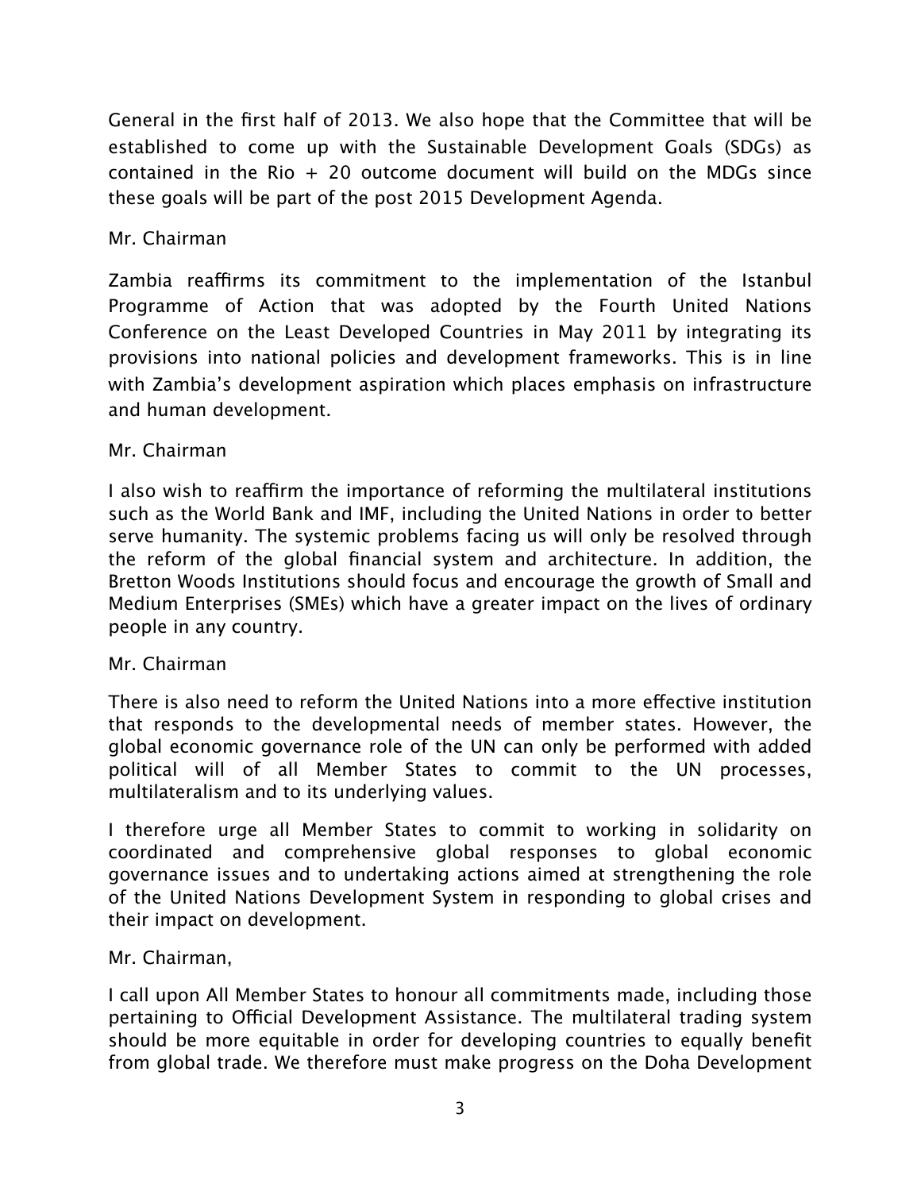General in the first half of 2013. We also hope that the Committee that will be established to come up with the Sustainable Development Goals (SDGs) as contained in the Rio + 20 outcome document will build on the MDGs since these goals will be part of the post 2015 Development Agenda.

Mr. Chairman

Zambia reaffirms its commitment to the implementation of the Istanbul Programme of Action that was adopted by the Fourth United Nations Conference on the Least Developed Countries in May 2011 by integrating its provisions into national policies and development frameworks. This is in line with Zambia's development aspiration which places emphasis on infrastructure and human development.

Mr. Chairman

I also wish to reaffirm the importance of reforming the multilateral institutions such as the World Bank and IMF, including the United Nations in order to better serve humanity. The systemic problems facing us will only be resolved through the reform of the global financial system and architecture. In addition, the Bretton Woods Institutions should focus and encourage the growth of Small and Medium Enterprises (SMEs) which have a greater impact on the lives of ordinary people in any country.

Mr. Chairman

There is also need to reform the United Nations into a more effective institution that responds to the developmental needs of member states. However, the global economic governance role of the UN can only be performed with added political will of all Member States to commit to the UN processes, multilateralism and to its underlying values.

I therefore urge all Member States to commit to working in solidarity on coordinated and comprehensive global responses to global economic governance issues and to undertaking actions aimed at strengthening the role of the United Nations Development System in responding to global crises and their impact on development.

Mr. Chairman,

I call upon All Member States to honour all commitments made, including those pertaining to Official Development Assistance. The multilateral trading system should be more equitable in order for developing countries to equally benefit from global trade. We therefore must make progress on the Doha Development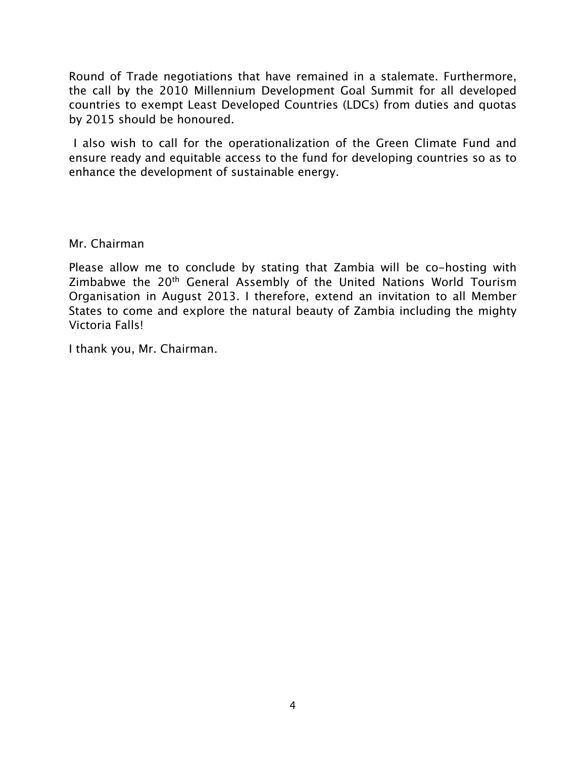Round of Trade negotiations that have remained in a stalemate. Furthermore, the call by the 2010 Millennium Development Goal Summit for all developed countries to exempt Least Developed Countries (LDCs) from duties and quotas by 2015 should be honoured.

I also wish to call for the operationalization of the Green Climate Fund and ensure ready and equitable access to the fund for developing countries so as to enhance the development of sustainable energy.

Mr. Chairman

Please allow me to conclude by stating that Zambia will be co-hosting with Zimbabwe the 20th General Assembly of the United Nations World Tourism Organisation in August 2013. I therefore, extend an invitation to all Member States to come and explore the natural beauty of Zambia including the mighty Victoria Falls!

I thank you, Mr. Chairman.